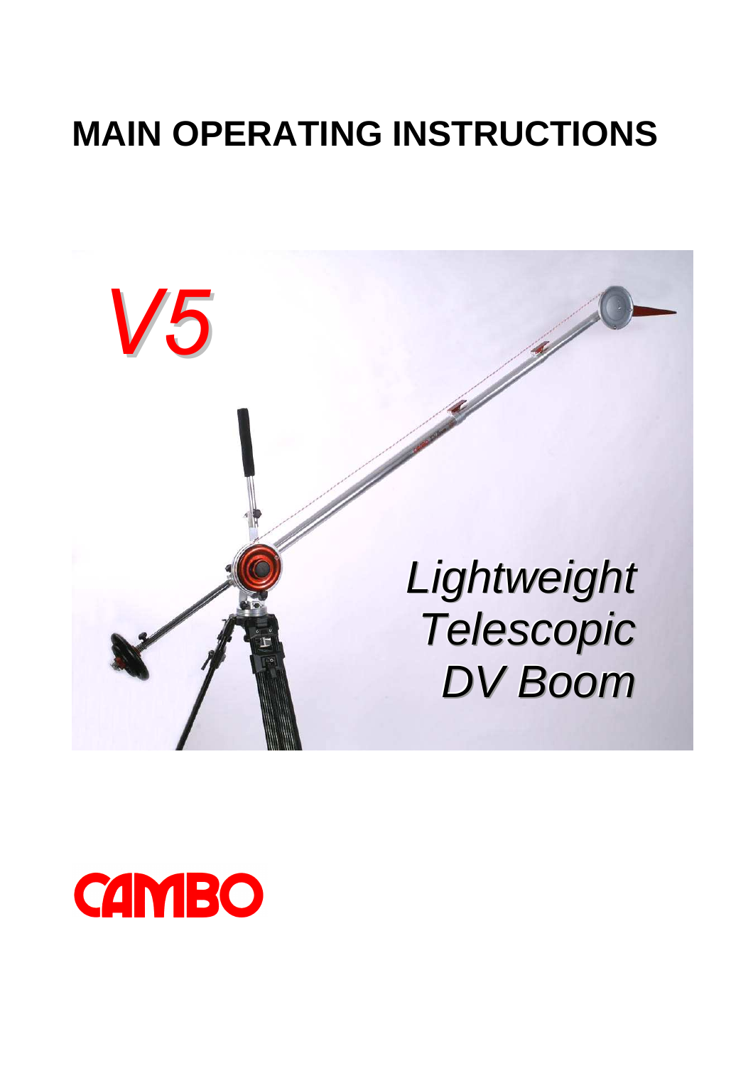# MAIN OPERATING INSTRUCTIONS

*V5*

*Lightweight Telescopic DV Boom*

CAMBO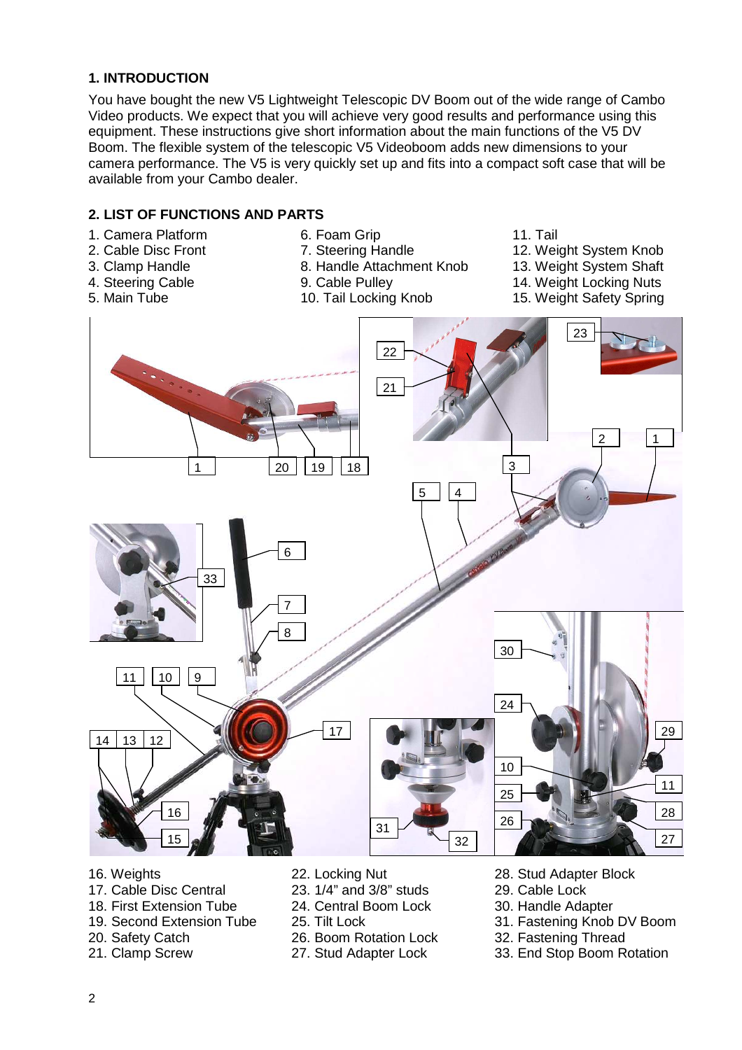## 1. INTRODUCTION

You have bought the new V5 Lightweight Telescopic DV Boom out of the wide range of Cambo Video products. We expect that you will achieve very good results and performance using this equipment. These instructions give short information about the main functions of the V5 DV Boom. The flexible system of the telescopic V5 Videoboom adds new dimensions to your camera performance. The V5 is very quickly set up and fits into a compact soft case that will be available from your Cambo dealer.

## 2. LIST OF FUNCTIONS AND PARTS

1. Camera Platform
2. Cable Disc Front
3. Clamp Handle
4. Steering Cable
5. Main Tube
6. Foam Grip
7. Steering Handle
8. Handle Attachment Knob
9. Cable Pulley
10. Tail Locking Knob
11. Tail
12. Weight System Knob
13. Weight System Shaft
14. Weight Locking Nuts
15. Weight Safety Spring
16. Weights
17. Cable Disc Central
18. First Extension Tube
19. Second Extension Tube
20. Safety Catch
21. Clamp Screw
22. Locking Nut
23. 1/4" and 3/8" studs
24. Central Boom Lock
25. Tilt Lock
26. Boom Rotation Lock
27. Stud Adapter Lock
28. Stud Adapter Block
29. Cable Lock
30. Handle Adapter
31. Fastening Knob DV Boom
32. Fastening Thread
33. End Stop Boom Rotation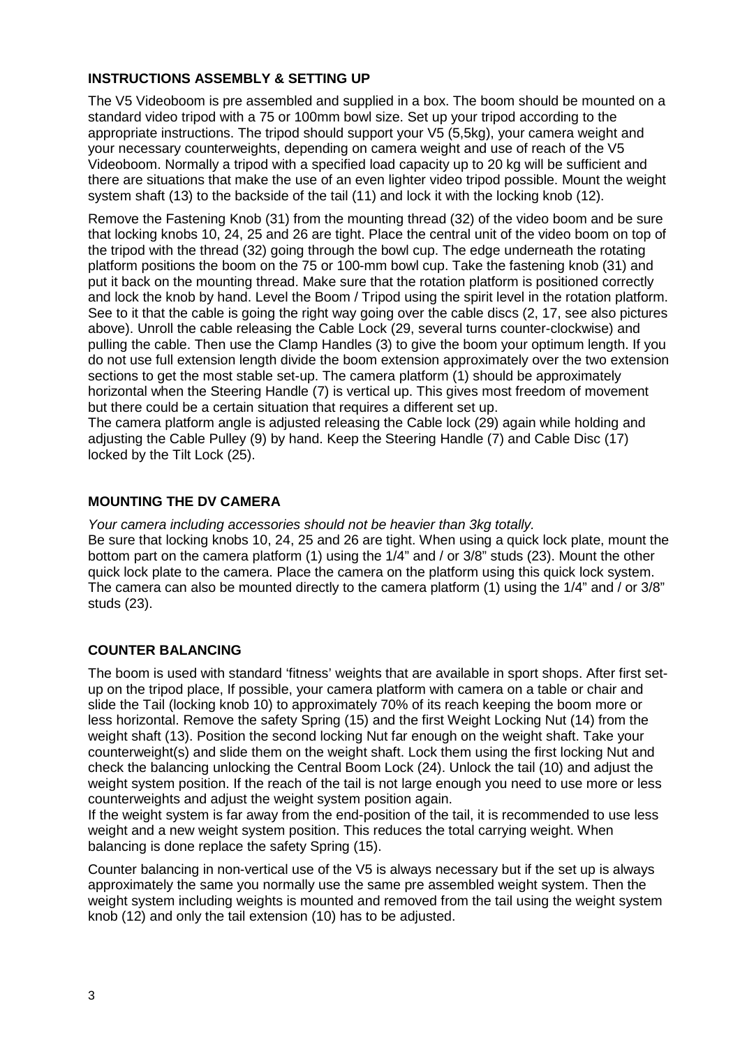## INSTRUCTIONS ASSEMBLY & SETTING UP

The V5 Videoboom is pre assembled and supplied in a box. The boom should be mounted on a standard video tripod with a 75 or 100mm bowl size. Set up your tripod according to the appropriate instructions. The tripod should support your V5 (5,5kg), your camera weight and your necessary counterweights, depending on camera weight and use of reach of the V5 Videoboom. Normally a tripod with a specified load capacity up to 20 kg will be sufficient and there are situations that make the use of an even lighter video tripod possible. Mount the weight system shaft (13) to the backside of the tail (11) and lock it with the locking knob (12).

Remove the Fastening Knob (31) from the mounting thread (32) of the video boom and be sure that locking knobs 10, 24, 25 and 26 are tight. Place the central unit of the video boom on top of the tripod with the thread (32) going through the bowl cup. The edge underneath the rotating platform positions the boom on the 75 or 100-mm bowl cup. Take the fastening knob (31) and put it back on the mounting thread. Make sure that the rotation platform is positioned correctly and lock the knob by hand. Level the Boom / Tripod using the spirit level in the rotation platform. See to it that the cable is going the right way going over the cable discs (2, 17, see also pictures above). Unroll the cable releasing the Cable Lock (29, several turns counter-clockwise) and pulling the cable. Then use the Clamp Handles (3) to give the boom your optimum length. If you do not use full extension length divide the boom extension approximately over the two extension sections to get the most stable set-up. The camera platform (1) should be approximately horizontal when the Steering Handle (7) is vertical up. This gives most freedom of movement but there could be a certain situation that requires a different set up.
The camera platform angle is adjusted releasing the Cable lock (29) again while holding and adjusting the Cable Pulley (9) by hand. Keep the Steering Handle (7) and Cable Disc (17) locked by the Tilt Lock (25).

## MOUNTING THE DV CAMERA

*Your camera including accessories should not be heavier than 3kg totally.*
Be sure that locking knobs 10, 24, 25 and 26 are tight. When using a quick lock plate, mount the bottom part on the camera platform (1) using the 1/4" and / or 3/8" studs (23). Mount the other quick lock plate to the camera. Place the camera on the platform using this quick lock system. The camera can also be mounted directly to the camera platform (1) using the 1/4" and / or 3/8" studs (23).

## COUNTER BALANCING

The boom is used with standard 'fitness' weights that are available in sport shops. After first set-up on the tripod place, If possible, your camera platform with camera on a table or chair and slide the Tail (locking knob 10) to approximately 70% of its reach keeping the boom more or less horizontal. Remove the safety Spring (15) and the first Weight Locking Nut (14) from the weight shaft (13). Position the second locking Nut far enough on the weight shaft. Take your counterweight(s) and slide them on the weight shaft. Lock them using the first locking Nut and check the balancing unlocking the Central Boom Lock (24). Unlock the tail (10) and adjust the weight system position. If the reach of the tail is not large enough you need to use more or less counterweights and adjust the weight system position again.
If the weight system is far away from the end-position of the tail, it is recommended to use less weight and a new weight system position. This reduces the total carrying weight. When balancing is done replace the safety Spring (15).

Counter balancing in non-vertical use of the V5 is always necessary but if the set up is always approximately the same you normally use the same pre assembled weight system. Then the weight system including weights is mounted and removed from the tail using the weight system knob (12) and only the tail extension (10) has to be adjusted.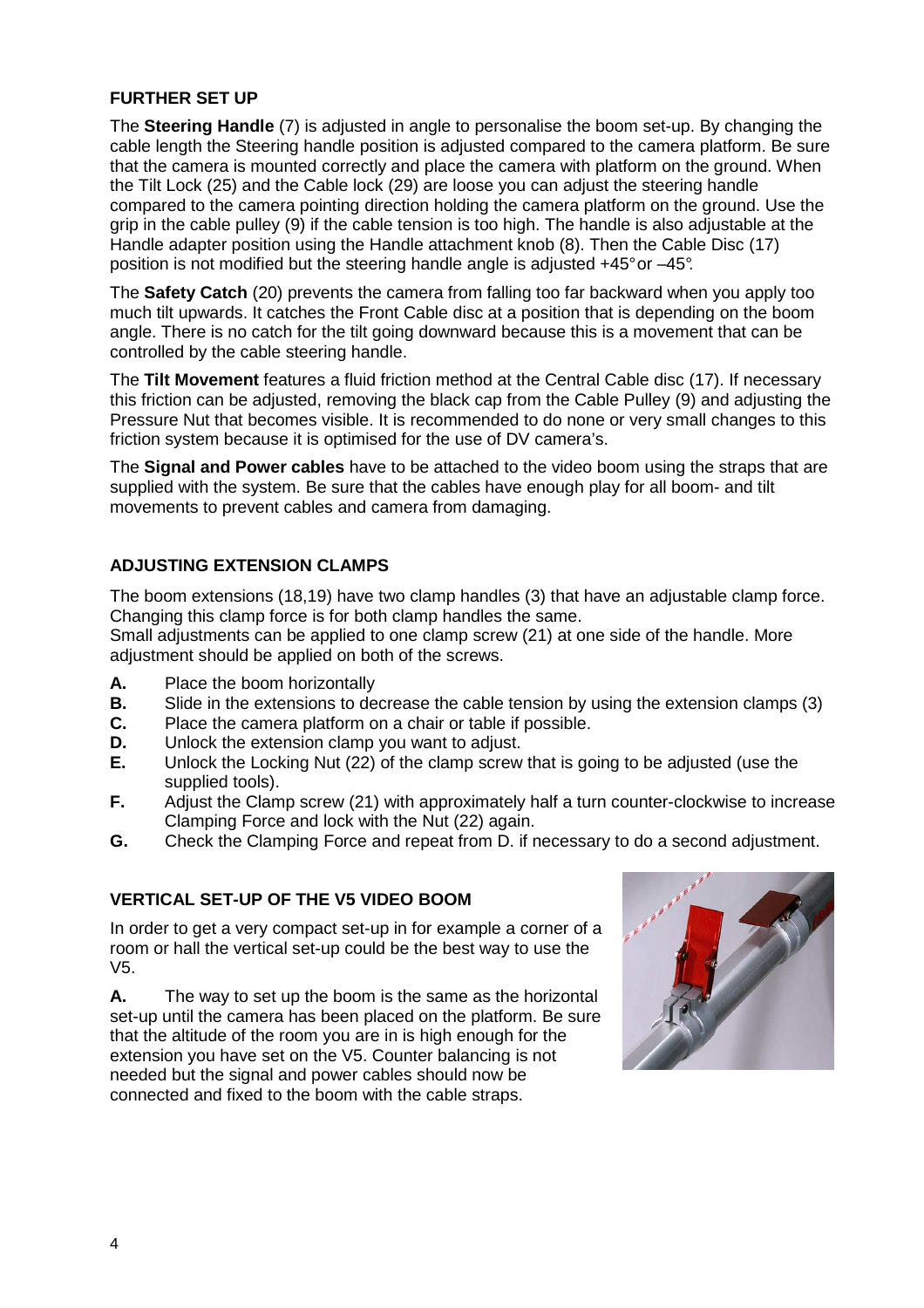## FURTHER SET UP

The **Steering Handle** (7) is adjusted in angle to personalise the boom set-up. By changing the cable length the Steering handle position is adjusted compared to the camera platform. Be sure that the camera is mounted correctly and place the camera with platform on the ground. When the Tilt Lock (25) and the Cable lock (29) are loose you can adjust the steering handle compared to the camera pointing direction holding the camera platform on the ground. Use the grip in the cable pulley (9) if the cable tension is too high. The handle is also adjustable at the Handle adapter position using the Handle attachment knob (8). Then the Cable Disc (17) position is not modified but the steering handle angle is adjusted +45° or –45°.

The **Safety Catch** (20) prevents the camera from falling too far backward when you apply too much tilt upwards. It catches the Front Cable disc at a position that is depending on the boom angle. There is no catch for the tilt going downward because this is a movement that can be controlled by the cable steering handle.

The **Tilt Movement** features a fluid friction method at the Central Cable disc (17). If necessary this friction can be adjusted, removing the black cap from the Cable Pulley (9) and adjusting the Pressure Nut that becomes visible. It is recommended to do none or very small changes to this friction system because it is optimised for the use of DV camera's.

The **Signal and Power cables** have to be attached to the video boom using the straps that are supplied with the system. Be sure that the cables have enough play for all boom- and tilt movements to prevent cables and camera from damaging.

## ADJUSTING EXTENSION CLAMPS

The boom extensions (18,19) have two clamp handles (3) that have an adjustable clamp force. Changing this clamp force is for both clamp handles the same.
Small adjustments can be applied to one clamp screw (21) at one side of the handle. More adjustment should be applied on both of the screws.

**A.** Place the boom horizontally
**B.** Slide in the extensions to decrease the cable tension by using the extension clamps (3)
**C.** Place the camera platform on a chair or table if possible.
**D.** Unlock the extension clamp you want to adjust.
**E.** Unlock the Locking Nut (22) of the clamp screw that is going to be adjusted (use the supplied tools).
**F.** Adjust the Clamp screw (21) with approximately half a turn counter-clockwise to increase Clamping Force and lock with the Nut (22) again.
**G.** Check the Clamping Force and repeat from D. if necessary to do a second adjustment.

## VERTICAL SET-UP OF THE V5 VIDEO BOOM

In order to get a very compact set-up in for example a corner of a room or hall the vertical set-up could be the best way to use the V5.

**A.** The way to set up the boom is the same as the horizontal set-up until the camera has been placed on the platform. Be sure that the altitude of the room you are in is high enough for the extension you have set on the V5. Counter balancing is not needed but the signal and power cables should now be connected and fixed to the boom with the cable straps.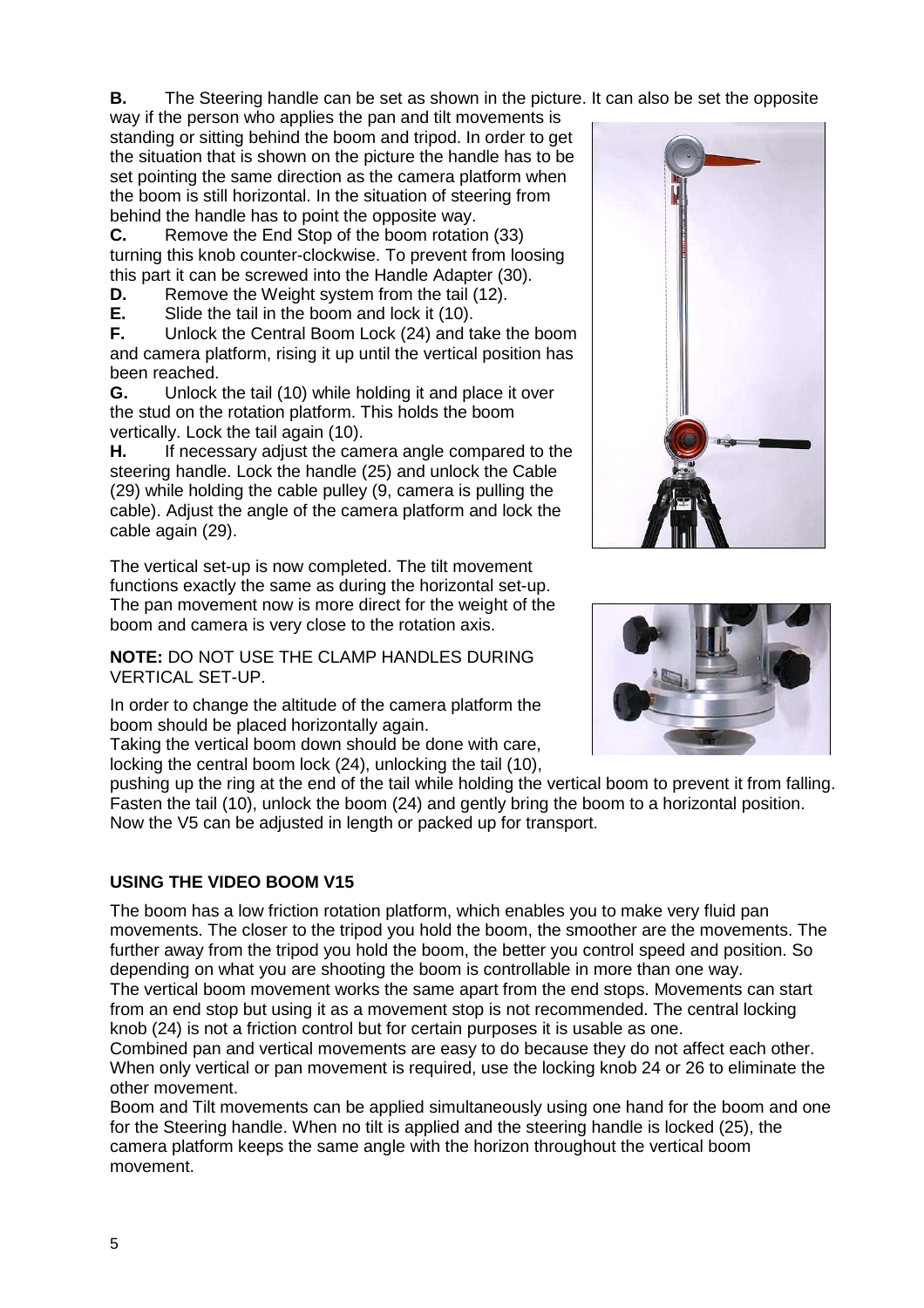**B.** The Steering handle can be set as shown in the picture. It can also be set the opposite way if the person who applies the pan and tilt movements is standing or sitting behind the boom and tripod. In order to get the situation that is shown on the picture the handle has to be set pointing the same direction as the camera platform when the boom is still horizontal. In the situation of steering from behind the handle has to point the opposite way.

**C.** Remove the End Stop of the boom rotation (33) turning this knob counter-clockwise. To prevent from loosing this part it can be screwed into the Handle Adapter (30).

**D.** Remove the Weight system from the tail (12).

**E.** Slide the tail in the boom and lock it (10).

**F.** Unlock the Central Boom Lock (24) and take the boom and camera platform, rising it up until the vertical position has been reached.

**G.** Unlock the tail (10) while holding it and place it over the stud on the rotation platform. This holds the boom vertically. Lock the tail again (10).

**H.** If necessary adjust the camera angle compared to the steering handle. Lock the handle (25) and unlock the Cable (29) while holding the cable pulley (9, camera is pulling the cable). Adjust the angle of the camera platform and lock the cable again (29).

The vertical set-up is now completed. The tilt movement functions exactly the same as during the horizontal set-up. The pan movement now is more direct for the weight of the boom and camera is very close to the rotation axis.

**NOTE:** DO NOT USE THE CLAMP HANDLES DURING VERTICAL SET-UP.

In order to change the altitude of the camera platform the boom should be placed horizontally again.
Taking the vertical boom down should be done with care, locking the central boom lock (24), unlocking the tail (10), pushing up the ring at the end of the tail while holding the vertical boom to prevent it from falling. Fasten the tail (10), unlock the boom (24) and gently bring the boom to a horizontal position. Now the V5 can be adjusted in length or packed up for transport.

**USING THE VIDEO BOOM V15**

The boom has a low friction rotation platform, which enables you to make very fluid pan movements. The closer to the tripod you hold the boom, the smoother are the movements. The further away from the tripod you hold the boom, the better you control speed and position. So depending on what you are shooting the boom is controllable in more than one way.
The vertical boom movement works the same apart from the end stops. Movements can start from an end stop but using it as a movement stop is not recommended. The central locking knob (24) is not a friction control but for certain purposes it is usable as one.
Combined pan and vertical movements are easy to do because they do not affect each other. When only vertical or pan movement is required, use the locking knob 24 or 26 to eliminate the other movement.
Boom and Tilt movements can be applied simultaneously using one hand for the boom and one for the Steering handle. When no tilt is applied and the steering handle is locked (25), the camera platform keeps the same angle with the horizon throughout the vertical boom movement.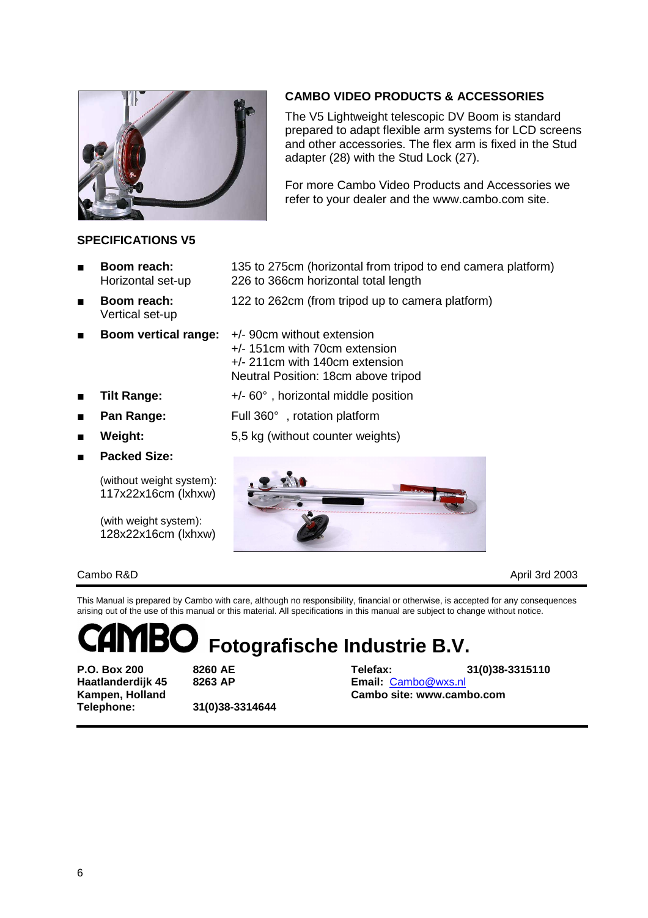## CAMBO VIDEO PRODUCTS & ACCESSORIES

The V5 Lightweight telescopic DV Boom is standard prepared to adapt flexible arm systems for LCD screens and other accessories. The flex arm is fixed in the Stud adapter (28) with the Stud Lock (27).

For more Cambo Video Products and Accessories we refer to your dealer and the www.cambo.com site.

## SPECIFICATIONS V5

- **Boom reach:** Horizontal set-up — 135 to 275cm (horizontal from tripod to end camera platform)
  226 to 366cm horizontal total length
- **Boom reach:** Vertical set-up — 122 to 262cm (from tripod up to camera platform)
- **Boom vertical range:** +/- 90cm without extension
  +/- 151cm with 70cm extension
  +/- 211cm with 140cm extension
  Neutral Position: 18cm above tripod
- **Tilt Range:** +/- 60° , horizontal middle position
- **Pan Range:** Full 360° , rotation platform
- **Weight:** 5,5 kg (without counter weights)
- **Packed Size:**

  (without weight system):
  117x22x16cm (lxhxw)

  (with weight system):
  128x22x16cm (lxhxw)

Cambo R&D April 3rd 2003

This Manual is prepared by Cambo with care, although no responsibility, financial or otherwise, is accepted for any consequences arising out of the use of this manual or this material. All specifications in this manual are subject to change without notice.

# CAMBO Fotografische Industrie B.V.

**P.O. Box 200** **8260 AE**
**Haatlanderdijk 45** **8263 AP**
**Kampen, Holland**
**Telephone:** **31(0)38-3314644**

**Telefax:** **31(0)38-3315110**
**Email:** Cambo@wxs.nl
**Cambo site: www.cambo.com**